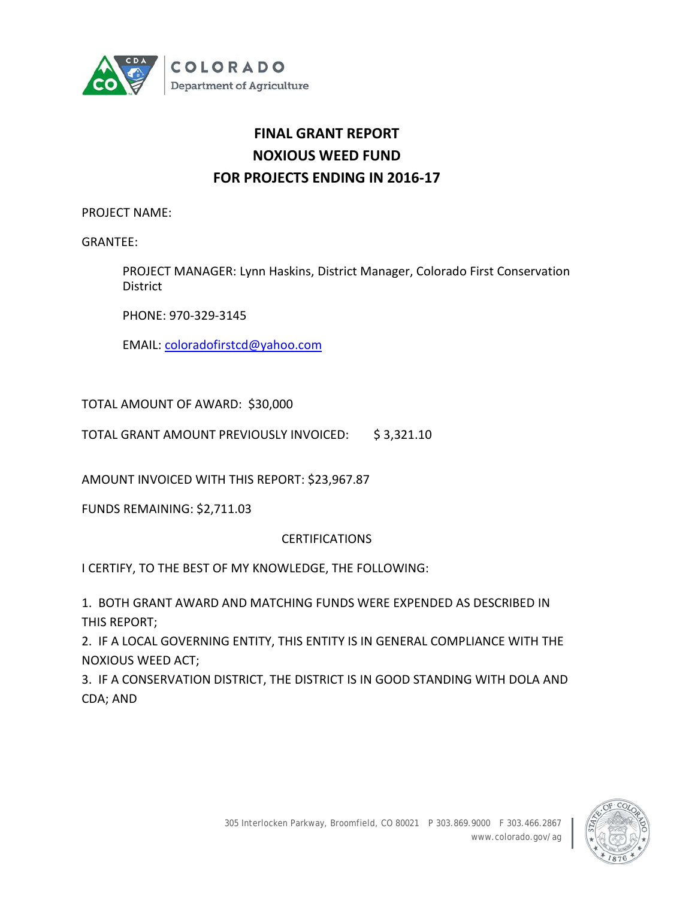COLORADO
Department of Agriculture

# FINAL GRANT REPORT
# NOXIOUS WEED FUND
# FOR PROJECTS ENDING IN 2016-17

PROJECT NAME:

GRANTEE:

PROJECT MANAGER: Lynn Haskins, District Manager, Colorado First Conservation District

PHONE: 970-329-3145

EMAIL: coloradofirstcd@yahoo.com

TOTAL AMOUNT OF AWARD: $30,000

TOTAL GRANT AMOUNT PREVIOUSLY INVOICED: $ 3,321.10

AMOUNT INVOICED WITH THIS REPORT: $23,967.87

FUNDS REMAINING: $2,711.03

CERTIFICATIONS

I CERTIFY, TO THE BEST OF MY KNOWLEDGE, THE FOLLOWING:

1. BOTH GRANT AWARD AND MATCHING FUNDS WERE EXPENDED AS DESCRIBED IN THIS REPORT;
2. IF A LOCAL GOVERNING ENTITY, THIS ENTITY IS IN GENERAL COMPLIANCE WITH THE NOXIOUS WEED ACT;
3. IF A CONSERVATION DISTRICT, THE DISTRICT IS IN GOOD STANDING WITH DOLA AND CDA; AND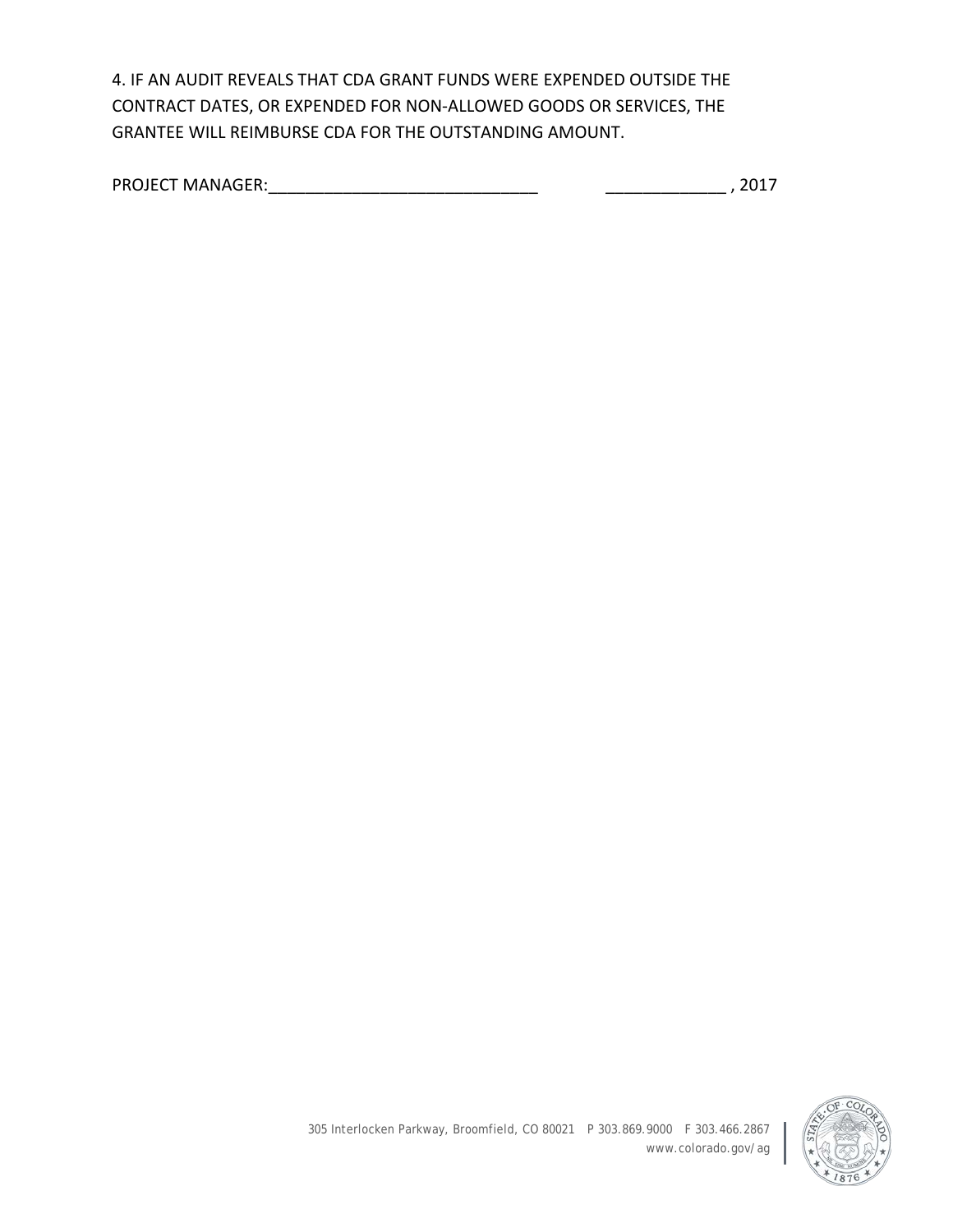4. IF AN AUDIT REVEALS THAT CDA GRANT FUNDS WERE EXPENDED OUTSIDE THE CONTRACT DATES, OR EXPENDED FOR NON-ALLOWED GOODS OR SERVICES, THE GRANTEE WILL REIMBURSE CDA FOR THE OUTSTANDING AMOUNT.

PROJECT MANAGER:______________________________ _____________ , 2017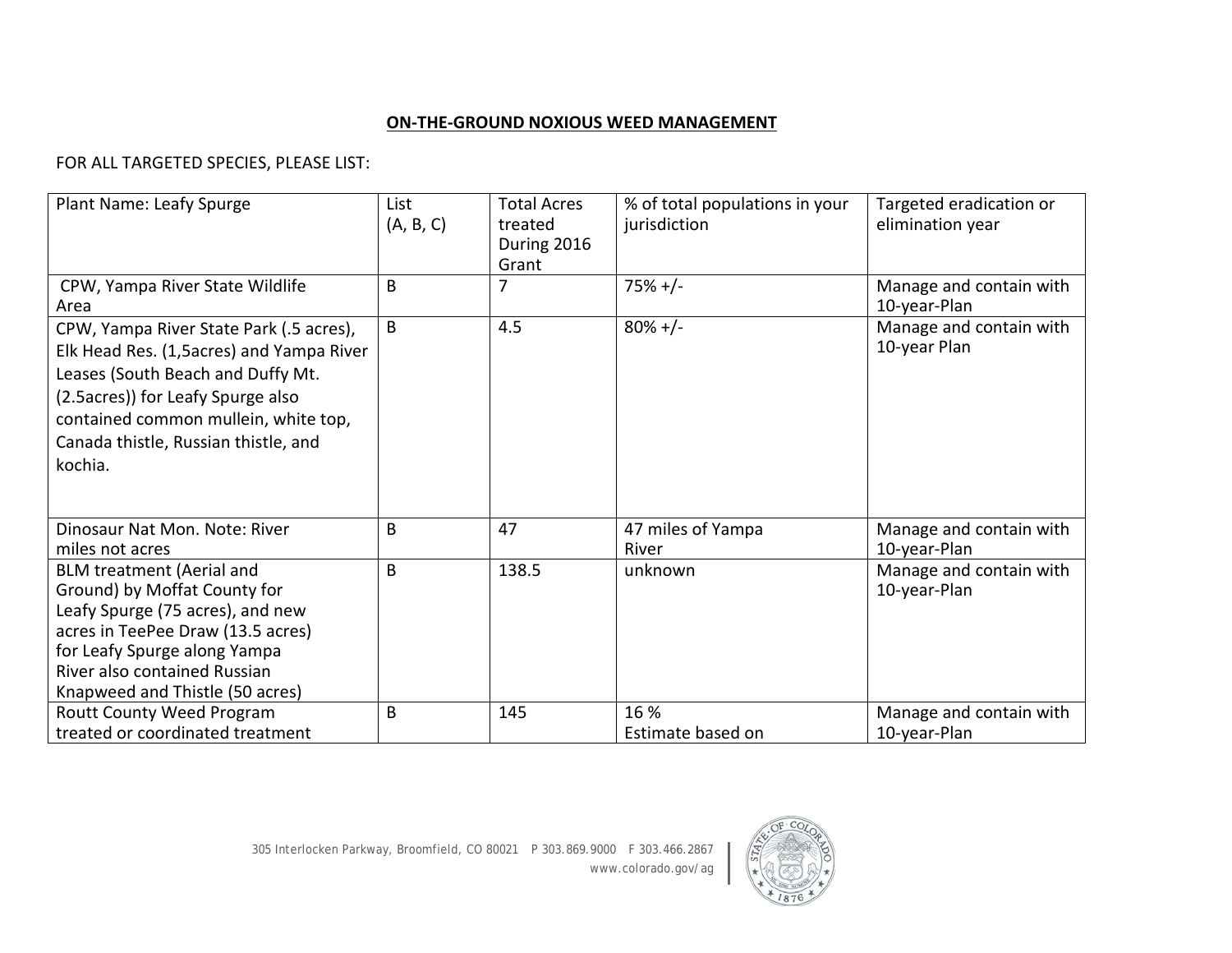**ON-THE-GROUND NOXIOUS WEED MANAGEMENT**

FOR ALL TARGETED SPECIES, PLEASE LIST:

| Plant Name: Leafy Spurge | List (A, B, C) | Total Acres treated During 2016 Grant | % of total populations in your jurisdiction | Targeted eradication or elimination year |
|---|---|---|---|---|
| CPW, Yampa River State Wildlife Area | B | 7 | 75% +/- | Manage and contain with 10-year-Plan |
| CPW, Yampa River State Park (.5 acres), Elk Head Res. (1,5acres) and Yampa River Leases (South Beach and Duffy Mt. (2.5acres)) for Leafy Spurge also contained common mullein, white top, Canada thistle, Russian thistle, and kochia. | B | 4.5 | 80% +/- | Manage and contain with 10-year Plan |
| Dinosaur Nat Mon. Note: River miles not acres | B | 47 | 47 miles of Yampa River | Manage and contain with 10-year-Plan |
| BLM treatment (Aerial and Ground) by Moffat County for Leafy Spurge (75 acres), and new acres in TeePee Draw (13.5 acres) for Leafy Spurge along Yampa River also contained Russian Knapweed and Thistle (50 acres) | B | 138.5 | unknown | Manage and contain with 10-year-Plan |
| Routt County Weed Program treated or coordinated treatment | B | 145 | 16 % Estimate based on | Manage and contain with 10-year-Plan |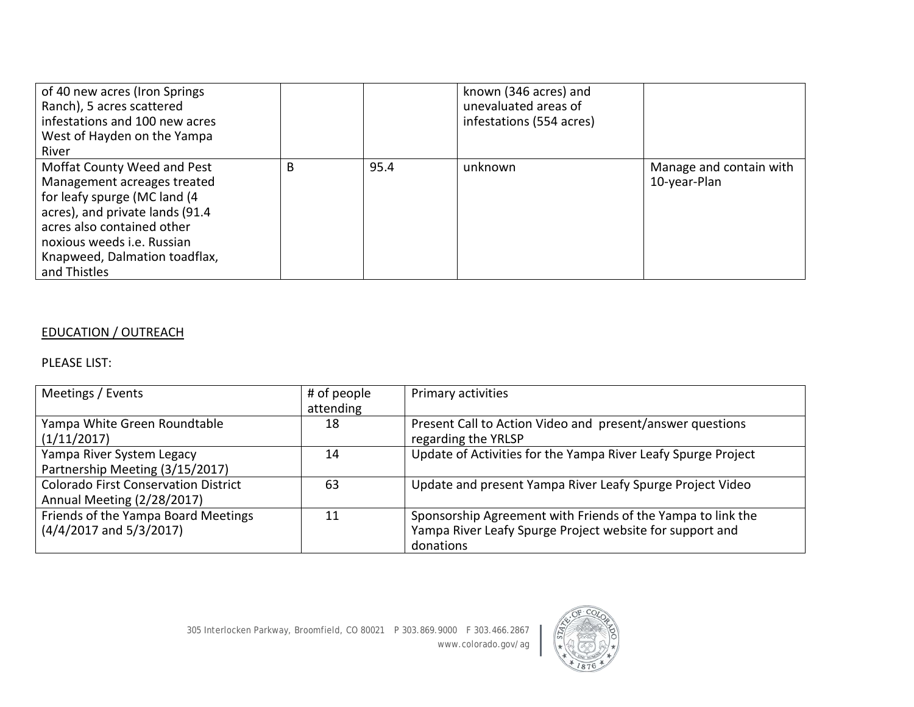| | | | | |
|---|---|---|---|---|
| of 40 new acres (Iron Springs Ranch), 5 acres scattered infestations and 100 new acres West of Hayden on the Yampa River | | | known (346 acres) and unevaluated areas of infestations (554 acres) | |
| Moffat County Weed and Pest Management acreages treated for leafy spurge (MC land (4 acres), and private lands (91.4 acres also contained other noxious weeds i.e. Russian Knapweed, Dalmation toadflax, and Thistles | B | 95.4 | unknown | Manage and contain with 10-year-Plan |

EDUCATION / OUTREACH

PLEASE LIST:

| Meetings / Events | # of people attending | Primary activities |
|---|---|---|
| Yampa White Green Roundtable (1/11/2017) | 18 | Present Call to Action Video and present/answer questions regarding the YRLSP |
| Yampa River System Legacy Partnership Meeting (3/15/2017) | 14 | Update of Activities for the Yampa River Leafy Spurge Project |
| Colorado First Conservation District Annual Meeting (2/28/2017) | 63 | Update and present Yampa River Leafy Spurge Project Video |
| Friends of the Yampa Board Meetings (4/4/2017 and 5/3/2017) | 11 | Sponsorship Agreement with Friends of the Yampa to link the Yampa River Leafy Spurge Project website for support and donations |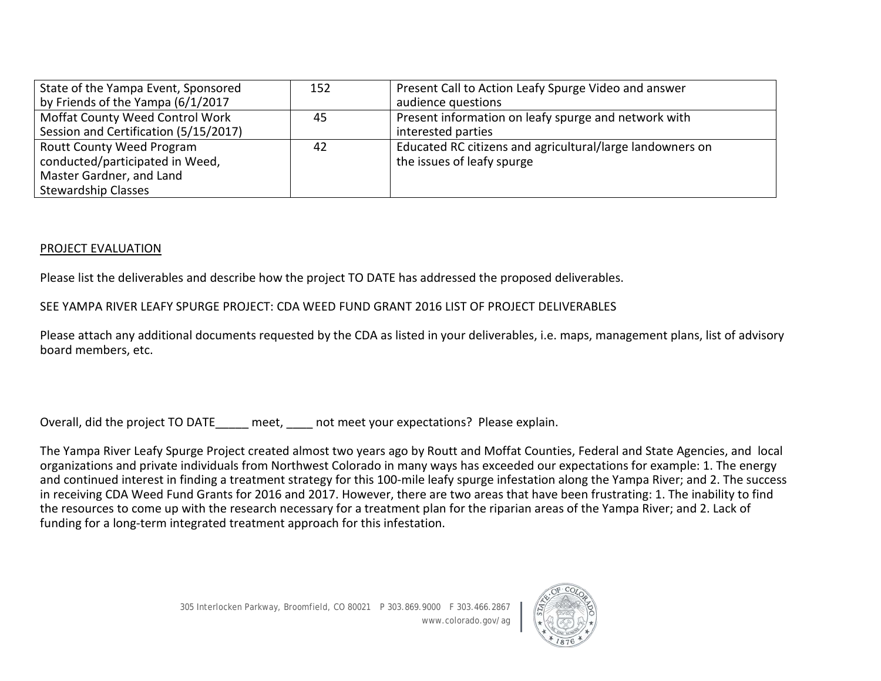| State of the Yampa Event, Sponsored by Friends of the Yampa (6/1/2017 | 152 | Present Call to Action Leafy Spurge Video and answer audience questions |
|---|---|---|
| Moffat County Weed Control Work Session and Certification (5/15/2017) | 45 | Present information on leafy spurge and network with interested parties |
| Routt County Weed Program conducted/participated in Weed, Master Gardner, and Land Stewardship Classes | 42 | Educated RC citizens and agricultural/large landowners on the issues of leafy spurge |

PROJECT EVALUATION

Please list the deliverables and describe how the project TO DATE has addressed the proposed deliverables.

SEE YAMPA RIVER LEAFY SPURGE PROJECT: CDA WEED FUND GRANT 2016 LIST OF PROJECT DELIVERABLES

Please attach any additional documents requested by the CDA as listed in your deliverables, i.e. maps, management plans, list of advisory board members, etc.

Overall, did the project TO DATE_____ meet, ____ not meet your expectations? Please explain.

The Yampa River Leafy Spurge Project created almost two years ago by Routt and Moffat Counties, Federal and State Agencies, and local organizations and private individuals from Northwest Colorado and in many ways has exceeded our expectations for example: 1. The energy and continued interest in finding a treatment strategy for this 100-mile leafy spurge infestation along the Yampa River; and 2. The success in receiving CDA Weed Fund Grants for 2016 and 2017. However, there are two areas that have been frustrating: 1. The inability to find the resources to come up with the research necessary for a treatment plan for the riparian areas of the Yampa River; and 2. Lack of funding for a long-term integrated treatment approach for this infestation.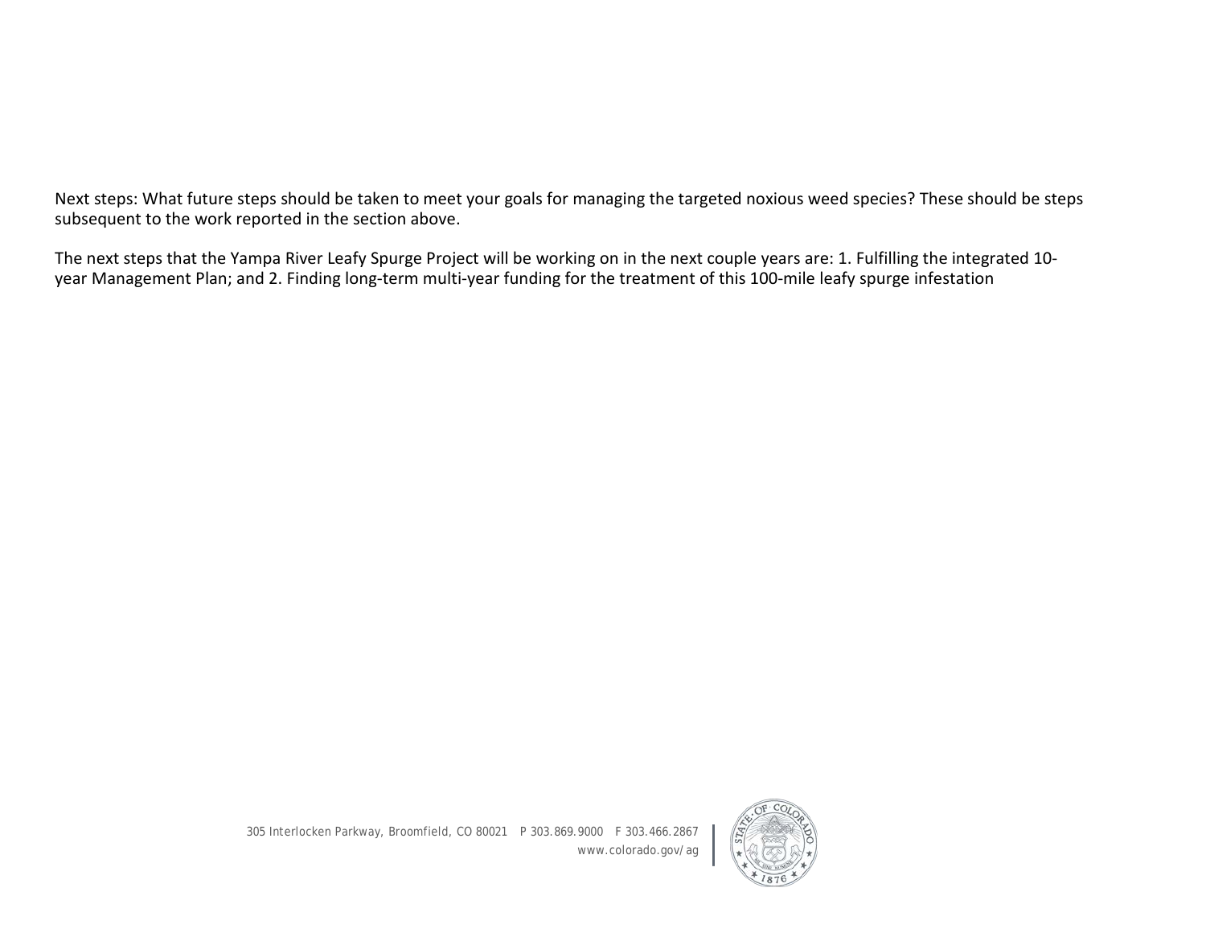Next steps: What future steps should be taken to meet your goals for managing the targeted noxious weed species? These should be steps subsequent to the work reported in the section above.

The next steps that the Yampa River Leafy Spurge Project will be working on in the next couple years are: 1. Fulfilling the integrated 10-year Management Plan; and 2. Finding long-term multi-year funding for the treatment of this 100-mile leafy spurge infestation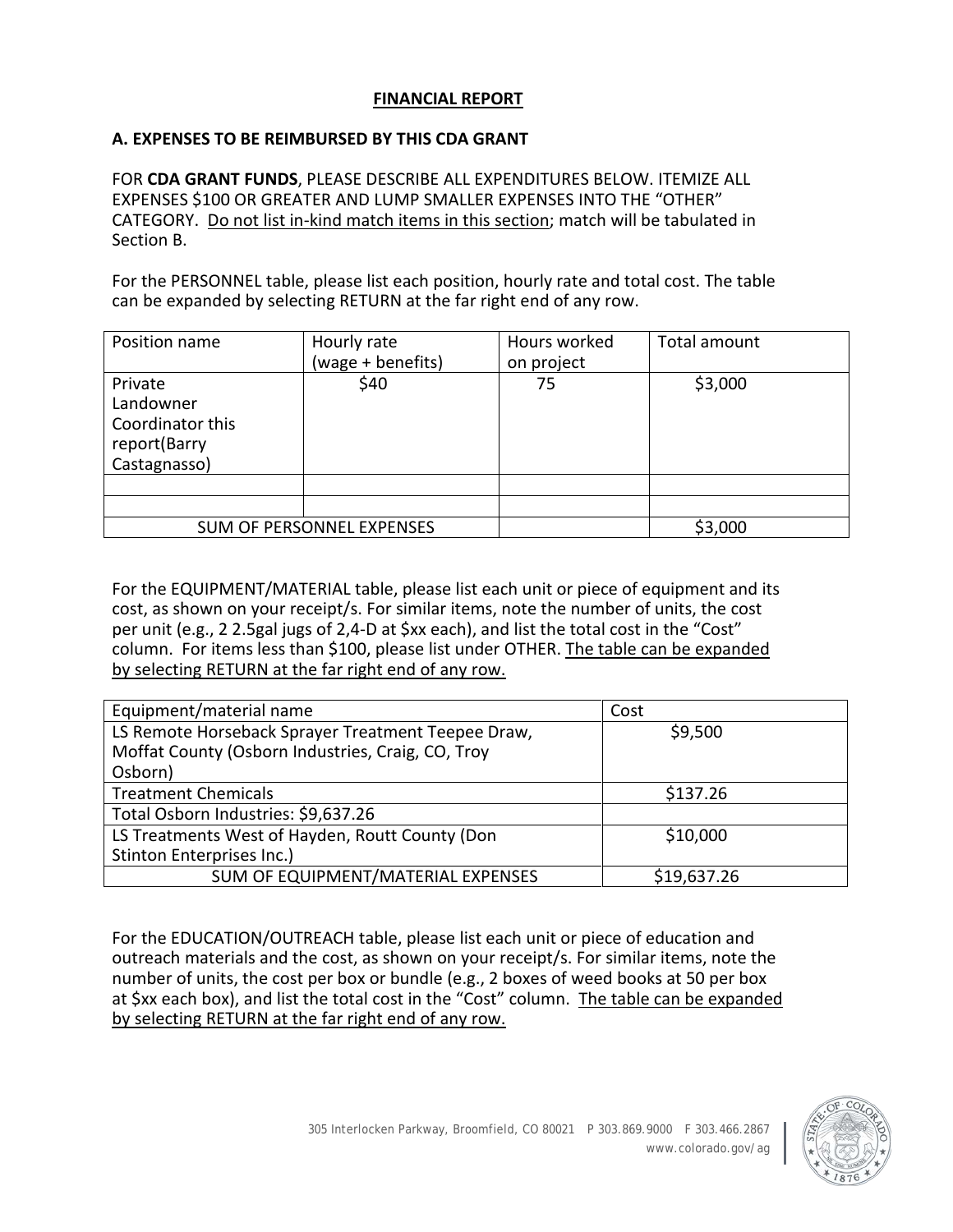## FINANCIAL REPORT

### A. EXPENSES TO BE REIMBURSED BY THIS CDA GRANT

FOR **CDA GRANT FUNDS**, PLEASE DESCRIBE ALL EXPENDITURES BELOW. ITEMIZE ALL EXPENSES $100 OR GREATER AND LUMP SMALLER EXPENSES INTO THE "OTHER" CATEGORY. Do not list in-kind match items in this section; match will be tabulated in Section B.

For the PERSONNEL table, please list each position, hourly rate and total cost. The table can be expanded by selecting RETURN at the far right end of any row.

| Position name | Hourly rate (wage + benefits) | Hours worked on project | Total amount |
|---|---|---|---|
| Private Landowner Coordinator this report(Barry Castagnasso) | $40 | 75 | $3,000 |
| | | | |
| | | | |
| SUM OF PERSONNEL EXPENSES | | | $3,000 |

For the EQUIPMENT/MATERIAL table, please list each unit or piece of equipment and its cost, as shown on your receipt/s. For similar items, note the number of units, the cost per unit (e.g., 2 2.5gal jugs of 2,4-D at $xx each), and list the total cost in the "Cost" column. For items less than $100, please list under OTHER. The table can be expanded by selecting RETURN at the far right end of any row.

| Equipment/material name | Cost |
|---|---|
| LS Remote Horseback Sprayer Treatment Teepee Draw, Moffat County (Osborn Industries, Craig, CO, Troy Osborn) | $9,500 |
| Treatment Chemicals | $137.26 |
| Total Osborn Industries: $9,637.26 | |
| LS Treatments West of Hayden, Routt County (Don Stinton Enterprises Inc.) | $10,000 |
| SUM OF EQUIPMENT/MATERIAL EXPENSES | $19,637.26 |

For the EDUCATION/OUTREACH table, please list each unit or piece of education and outreach materials and the cost, as shown on your receipt/s. For similar items, note the number of units, the cost per box or bundle (e.g., 2 boxes of weed books at 50 per box at $xx each box), and list the total cost in the "Cost" column. The table can be expanded by selecting RETURN at the far right end of any row.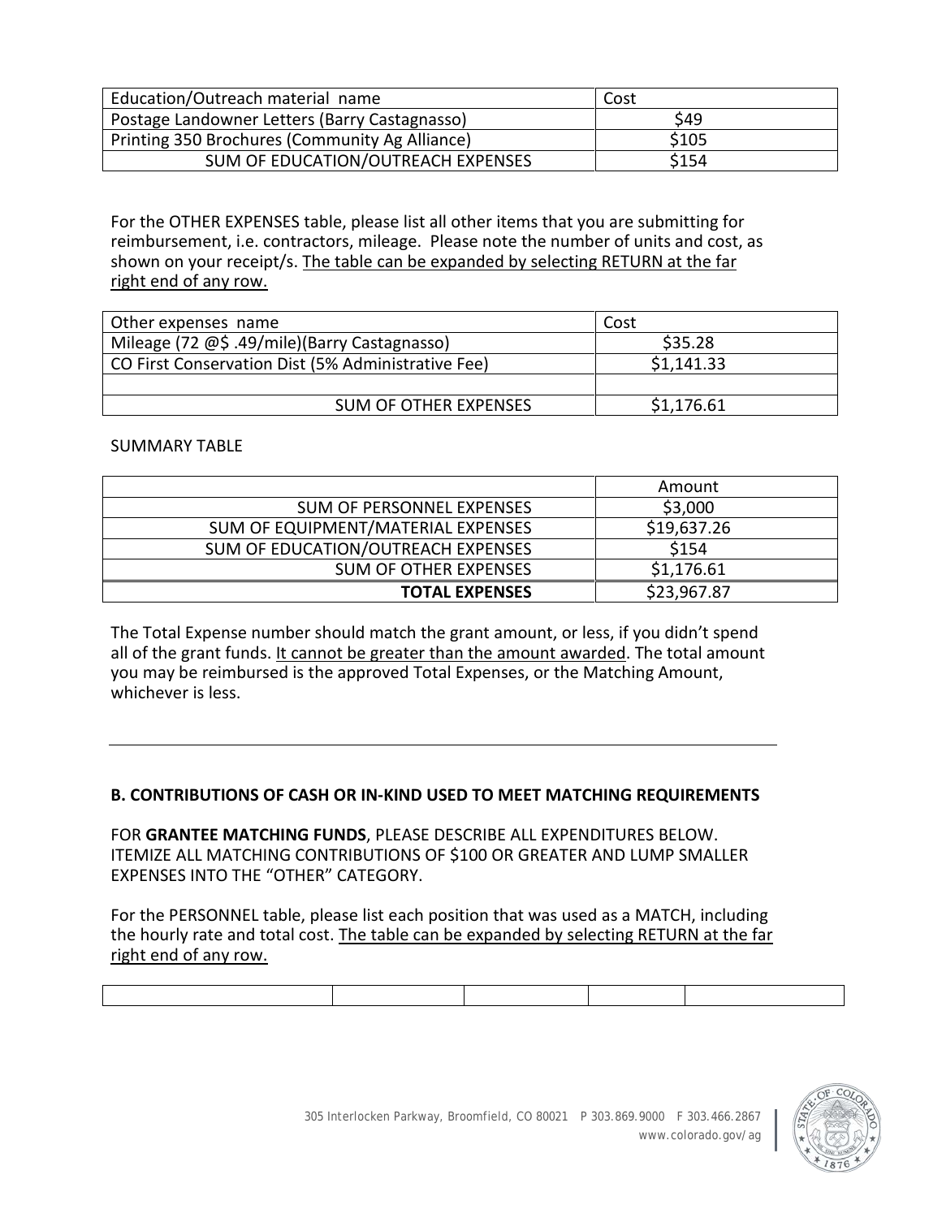| Education/Outreach material name | Cost |
|---|---|
| Postage Landowner Letters (Barry Castagnasso) | $49 |
| Printing 350 Brochures (Community Ag Alliance) | $105 |
| SUM OF EDUCATION/OUTREACH EXPENSES | $154 |

For the OTHER EXPENSES table, please list all other items that you are submitting for reimbursement, i.e. contractors, mileage. Please note the number of units and cost, as shown on your receipt/s. <u>The table can be expanded by selecting RETURN at the far right end of any row.</u>

| Other expenses name | Cost |
|---|---|
| Mileage (72 @$ .49/mile)(Barry Castagnasso) | $35.28 |
| CO First Conservation Dist (5% Administrative Fee) | $1,141.33 |
| | |
| SUM OF OTHER EXPENSES | $1,176.61 |

SUMMARY TABLE

| | Amount |
|---|---|
| SUM OF PERSONNEL EXPENSES | $3,000 |
| SUM OF EQUIPMENT/MATERIAL EXPENSES | $19,637.26 |
| SUM OF EDUCATION/OUTREACH EXPENSES | $154 |
| SUM OF OTHER EXPENSES | $1,176.61 |
| **TOTAL EXPENSES** | $23,967.87 |

The Total Expense number should match the grant amount, or less, if you didn't spend all of the grant funds. <u>It cannot be greater than the amount awarded</u>. The total amount you may be reimbursed is the approved Total Expenses, or the Matching Amount, whichever is less.

---

**B. CONTRIBUTIONS OF CASH OR IN-KIND USED TO MEET MATCHING REQUIREMENTS**

FOR **GRANTEE MATCHING FUNDS**, PLEASE DESCRIBE ALL EXPENDITURES BELOW. ITEMIZE ALL MATCHING CONTRIBUTIONS OF $100 OR GREATER AND LUMP SMALLER EXPENSES INTO THE "OTHER" CATEGORY.

For the PERSONNEL table, please list each position that was used as a MATCH, including the hourly rate and total cost. <u>The table can be expanded by selecting RETURN at the far right end of any row.</u>

| | | | | |
|---|---|---|---|---|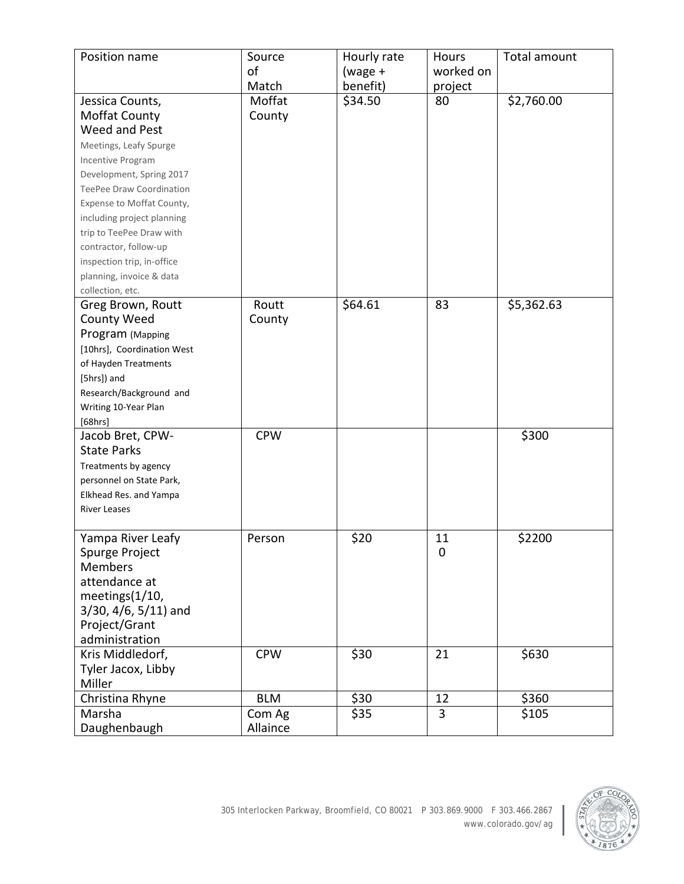| Position name | Source of Match | Hourly rate (wage + benefit) | Hours worked on project | Total amount |
|---|---|---|---|---|
| Jessica Counts, Moffat County Weed and Pest Meetings, Leafy Spurge Incentive Program Development, Spring 2017 TeePee Draw Coordination Expense to Moffat County, including project planning trip to TeePee Draw with contractor, follow-up inspection trip, in-office planning, invoice & data collection, etc. | Moffat County | $34.50 | 80 | $2,760.00 |
| Greg Brown, Routt County Weed Program (Mapping [10hrs], Coordination West of Hayden Treatments [5hrs]) and Research/Background and Writing 10-Year Plan [68hrs] | Routt County | $64.61 | 83 | $5,362.63 |
| Jacob Bret, CPW-State Parks Treatments by agency personnel on State Park, Elkhead Res. and Yampa River Leases | CPW | | | $300 |
| Yampa River Leafy Spurge Project Members attendance at meetings(1/10, 3/30, 4/6, 5/11) and Project/Grant administration | Person | $20 | 110 | $2200 |
| Kris Middledorf, Tyler Jacox, Libby Miller | CPW | $30 | 21 | $630 |
| Christina Rhyne | BLM | $30 | 12 | $360 |
| Marsha Daughenbaugh | Com Ag Allaince | $35 | 3 | $105 |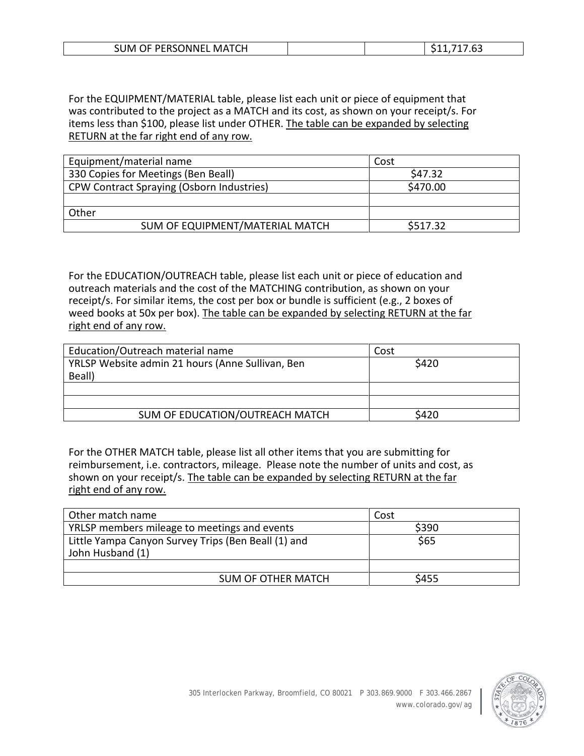| SUM OF PERSONNEL MATCH | | | $11,717.63 |
|---|---|---|---|

For the EQUIPMENT/MATERIAL table, please list each unit or piece of equipment that was contributed to the project as a MATCH and its cost, as shown on your receipt/s. For items less than $100, please list under OTHER. The table can be expanded by selecting RETURN at the far right end of any row.

| Equipment/material name | Cost |
|---|---|
| 330 Copies for Meetings (Ben Beall) | $47.32 |
| CPW Contract Spraying (Osborn Industries) | $470.00 |
| | |
| Other | |
| SUM OF EQUIPMENT/MATERIAL MATCH | $517.32 |

For the EDUCATION/OUTREACH table, please list each unit or piece of education and outreach materials and the cost of the MATCHING contribution, as shown on your receipt/s. For similar items, the cost per box or bundle is sufficient (e.g., 2 boxes of weed books at 50x per box). The table can be expanded by selecting RETURN at the far right end of any row.

| Education/Outreach material name | Cost |
|---|---|
| YRLSP Website admin 21 hours (Anne Sullivan, Ben Beall) | $420 |
| | |
| | |
| SUM OF EDUCATION/OUTREACH MATCH | $420 |

For the OTHER MATCH table, please list all other items that you are submitting for reimbursement, i.e. contractors, mileage. Please note the number of units and cost, as shown on your receipt/s. The table can be expanded by selecting RETURN at the far right end of any row.

| Other match name | Cost |
|---|---|
| YRLSP members mileage to meetings and events | $390 |
| Little Yampa Canyon Survey Trips (Ben Beall (1) and John Husband (1) | $65 |
| | |
| SUM OF OTHER MATCH | $455 |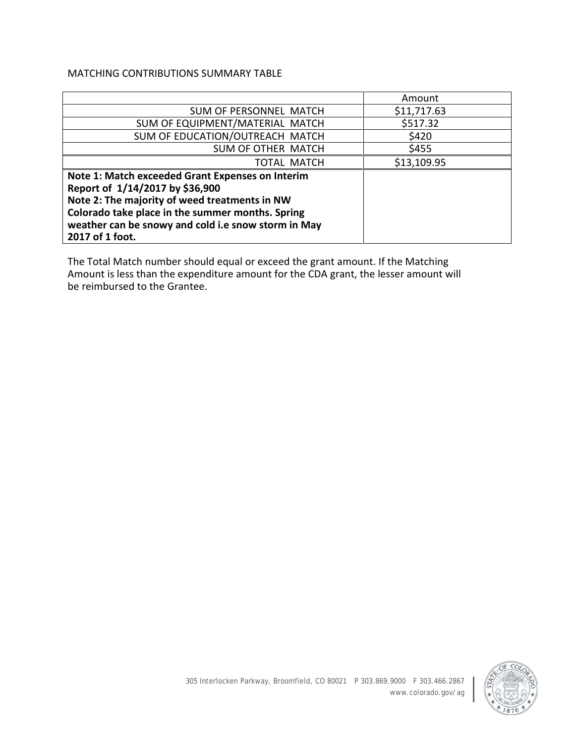MATCHING CONTRIBUTIONS SUMMARY TABLE

| | Amount |
|---|---|
| SUM OF PERSONNEL MATCH | $11,717.63 |
| SUM OF EQUIPMENT/MATERIAL MATCH | $517.32 |
| SUM OF EDUCATION/OUTREACH MATCH | $420 |
| SUM OF OTHER MATCH | $455 |
| TOTAL MATCH | $13,109.95 |
| **Note 1: Match exceeded Grant Expenses on Interim Report of 1/14/2017 by $36,900** **Note 2: The majority of weed treatments in NW Colorado take place in the summer months. Spring weather can be snowy and cold i.e snow storm in May 2017 of 1 foot.** | |

The Total Match number should equal or exceed the grant amount. If the Matching Amount is less than the expenditure amount for the CDA grant, the lesser amount will be reimbursed to the Grantee.

305 Interlocken Parkway, Broomfield, CO 80021 P 303.869.9000 F 303.466.2867
www.colorado.gov/ag